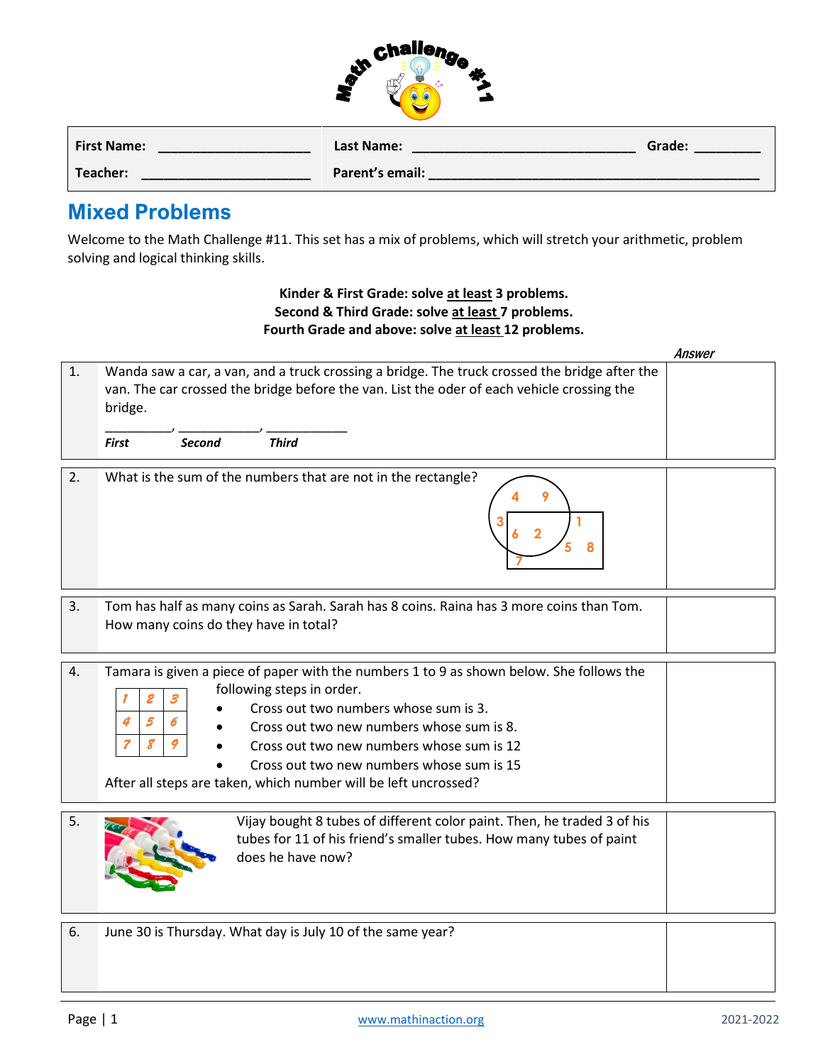# Math Challenge #11

| First Name: ____________________ | Last Name: ______________________________ | Grade: _________ |
|---|---|---|
| Teacher: ______________________ | Parent's email: ____________________________________________ | |

## Mixed Problems

Welcome to the Math Challenge #11. This set has a mix of problems, which will stretch your arithmetic, problem solving and logical thinking skills.

**Kinder & First Grade: solve <u>at least</u> 3 problems.**
**Second & Third Grade: solve <u>at least</u> 7 problems.**
**Fourth Grade and above: solve <u>at least</u> 12 problems.**

| | | *Answer* |
|---|---|---|
| 1. | Wanda saw a car, a van, and a truck crossing a bridge. The truck crossed the bridge after the van. The car crossed the bridge before the van. List the oder of each vehicle crossing the bridge.<br>_________, ___________, ___________<br>*First* *Second* *Third* | |
| 2. | What is the sum of the numbers that are not in the rectangle?<br>(Diagram: a circle and a rectangle overlapping. Circle only: 4, 9, 3. Circle and rectangle: 6, 2. Rectangle only: 1, 5, 8, 7.) | |
| 3. | Tom has half as many coins as Sarah. Sarah has 8 coins. Raina has 3 more coins than Tom. How many coins do they have in total? | |
| 4. | Tamara is given a piece of paper with the numbers 1 to 9 as shown below. She follows the following steps in order.<br>(Grid: 1 2 3 / 4 5 6 / 7 8 9)<br>• Cross out two numbers whose sum is 3.<br>• Cross out two new numbers whose sum is 8.<br>• Cross out two new numbers whose sum is 12<br>• Cross out two new numbers whose sum is 15<br>After all steps are taken, which number will be left uncrossed? | |
| 5. | Vijay bought 8 tubes of different color paint. Then, he traded 3 of his tubes for 11 of his friend's smaller tubes. How many tubes of paint does he have now? | |
| 6. | June 30 is Thursday. What day is July 10 of the same year? | |

www.mathinaction.org 2021-2022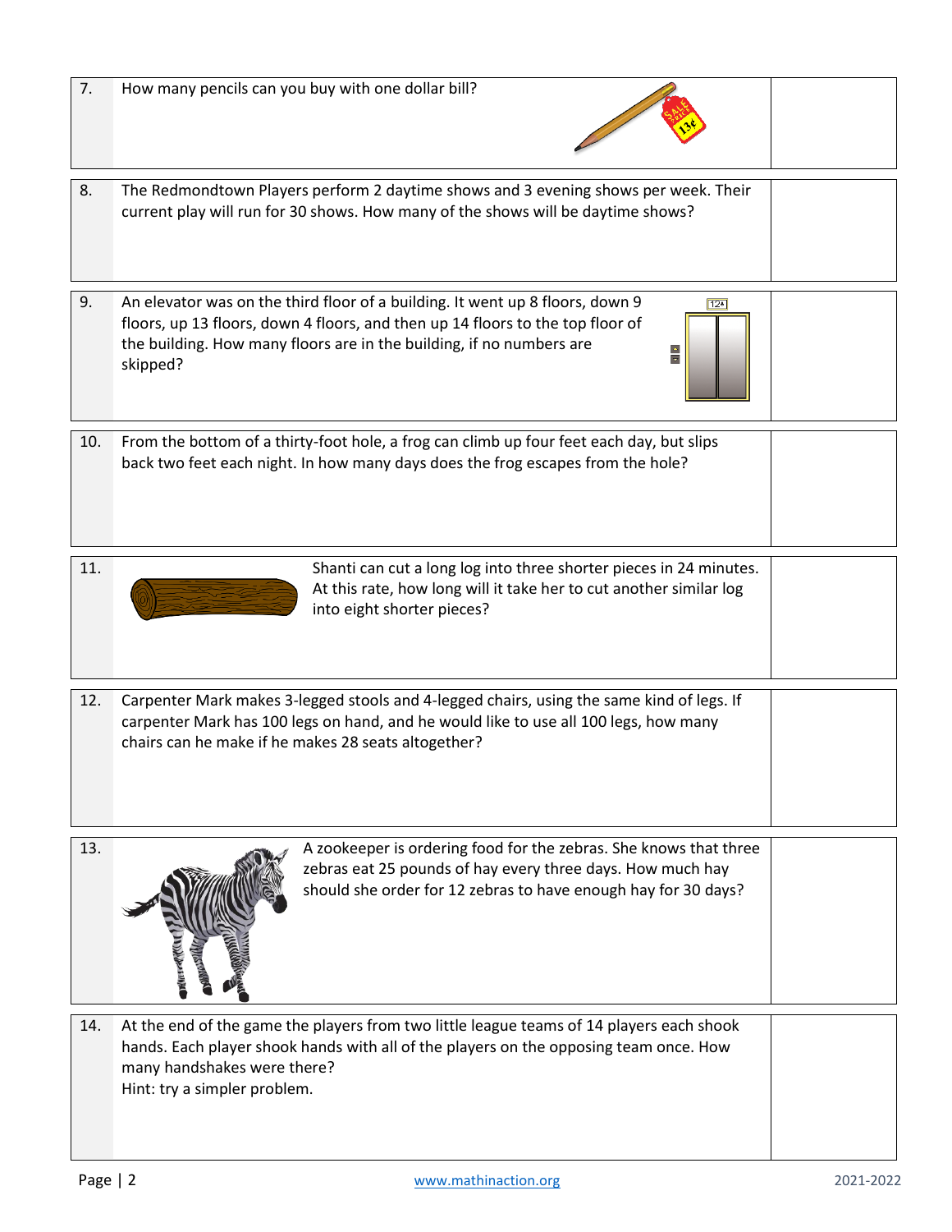| | | |
|---|---|---|
| 7. | How many pencils can you buy with one dollar bill? | |
| 8. | The Redmondtown Players perform 2 daytime shows and 3 evening shows per week. Their current play will run for 30 shows. How many of the shows will be daytime shows? | |
| 9. | An elevator was on the third floor of a building. It went up 8 floors, down 9 floors, up 13 floors, down 4 floors, and then up 14 floors to the top floor of the building. How many floors are in the building, if no numbers are skipped? | |
| 10. | From the bottom of a thirty-foot hole, a frog can climb up four feet each day, but slips back two feet each night. In how many days does the frog escapes from the hole? | |
| 11. | Shanti can cut a long log into three shorter pieces in 24 minutes. At this rate, how long will it take her to cut another similar log into eight shorter pieces? | |
| 12. | Carpenter Mark makes 3-legged stools and 4-legged chairs, using the same kind of legs. If carpenter Mark has 100 legs on hand, and he would like to use all 100 legs, how many chairs can he make if he makes 28 seats altogether? | |
| 13. | A zookeeper is ordering food for the zebras. She knows that three zebras eat 25 pounds of hay every three days. How much hay should she order for 12 zebras to have enough hay for 30 days? | |
| 14. | At the end of the game the players from two little league teams of 14 players each shook hands. Each player shook hands with all of the players on the opposing team once. How many handshakes were there?<br>Hint: try a simpler problem. | |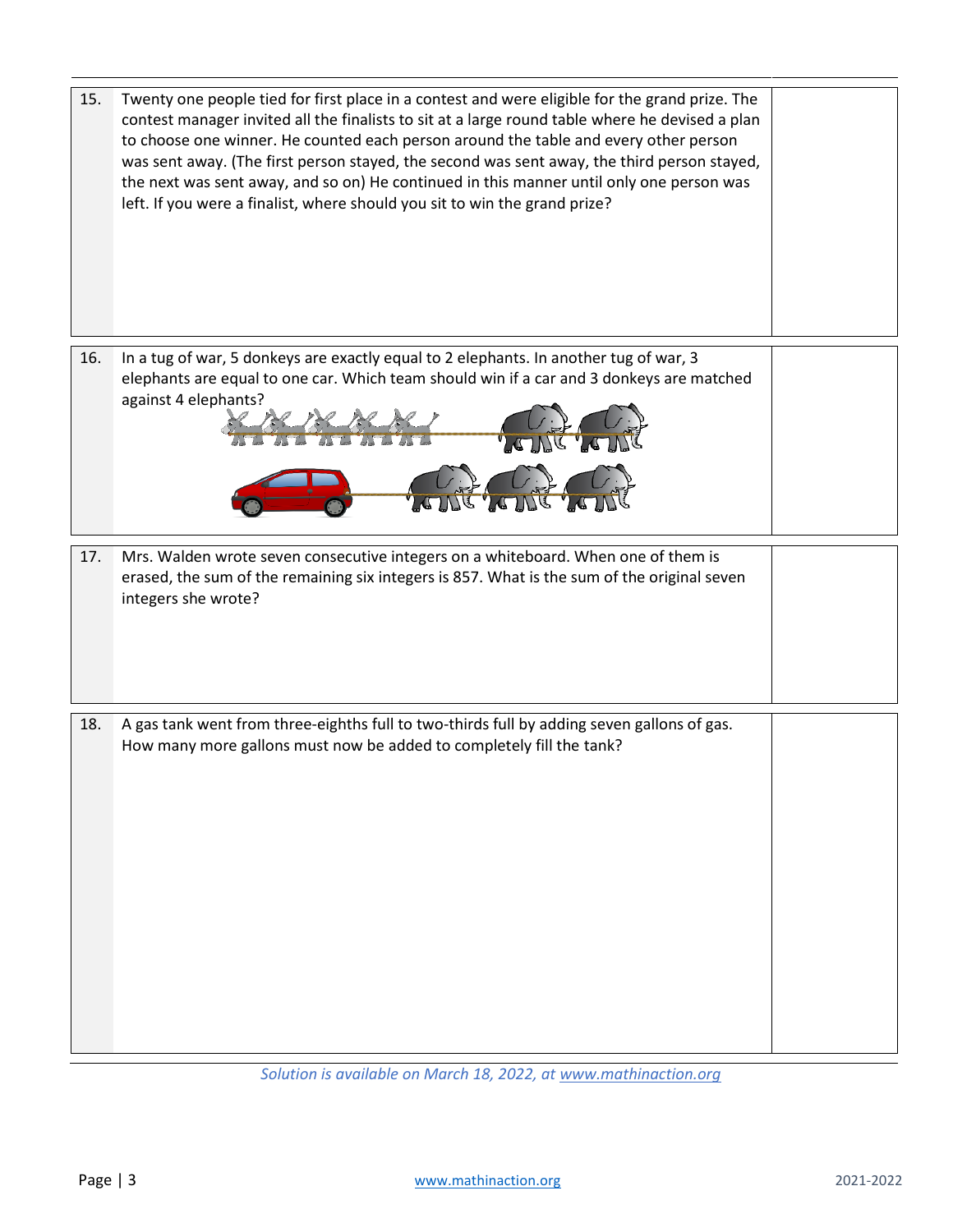| | | |
|---|---|---|
| 15. | Twenty one people tied for first place in a contest and were eligible for the grand prize. The contest manager invited all the finalists to sit at a large round table where he devised a plan to choose one winner. He counted each person around the table and every other person was sent away. (The first person stayed, the second was sent away, the third person stayed, the next was sent away, and so on) He continued in this manner until only one person was left. If you were a finalist, where should you sit to win the grand prize? | |
| 16. | In a tug of war, 5 donkeys are exactly equal to 2 elephants. In another tug of war, 3 elephants are equal to one car. Which team should win if a car and 3 donkeys are matched against 4 elephants? | |
| 17. | Mrs. Walden wrote seven consecutive integers on a whiteboard. When one of them is erased, the sum of the remaining six integers is 857. What is the sum of the original seven integers she wrote? | |
| 18. | A gas tank went from three-eighths full to two-thirds full by adding seven gallons of gas. How many more gallons must now be added to completely fill the tank? | |

*Solution is available on March 18, 2022, at www.mathinaction.org*